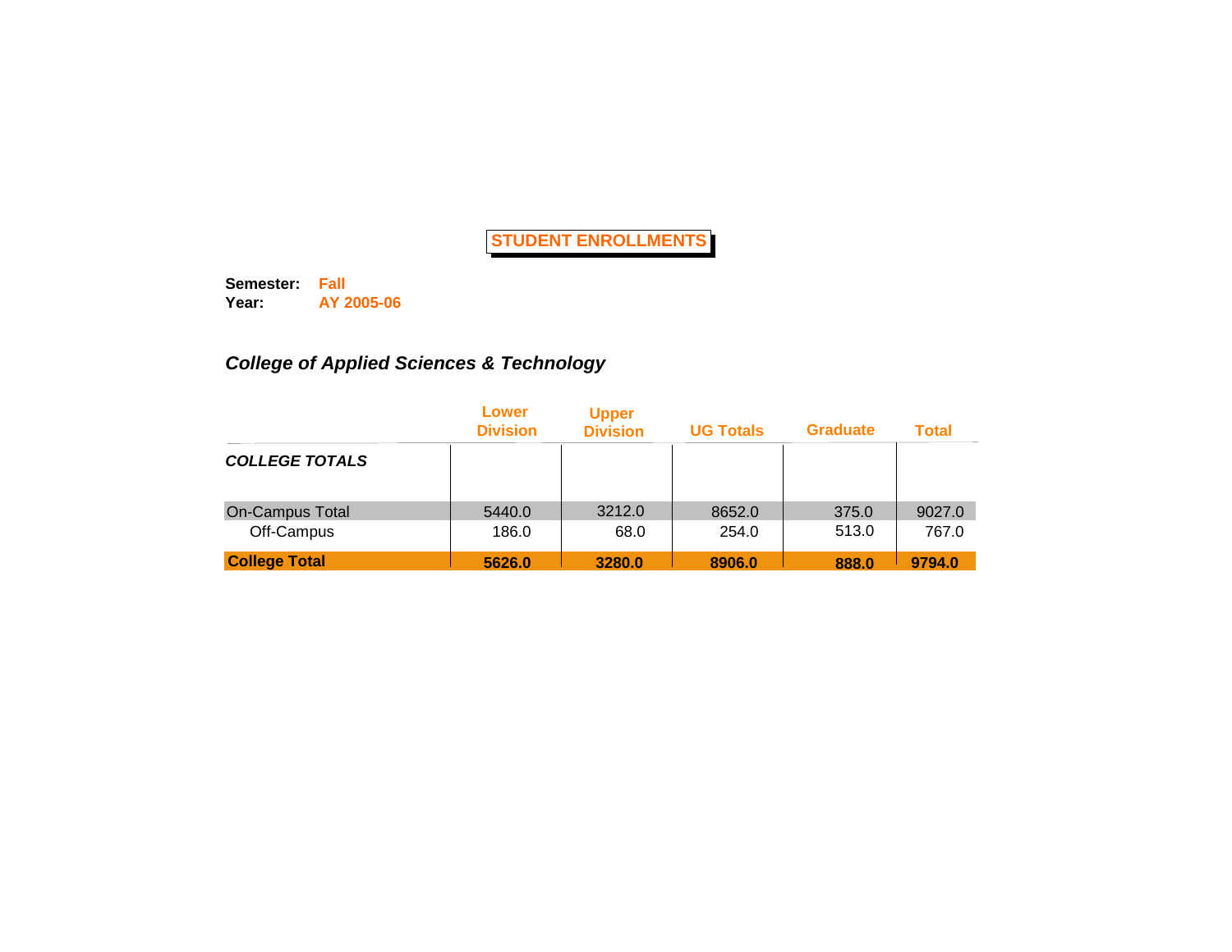# STUDENT ENROLLMENTS

**Semester:** **Fall**
**Year:** **AY 2005-06**

## *College of Applied Sciences & Technology*

| | Lower Division | Upper Division | UG Totals | Graduate | Total |
|---|---|---|---|---|---|
| ***COLLEGE TOTALS*** | | | | | |
| On-Campus Total | 5440.0 | 3212.0 | 8652.0 | 375.0 | 9027.0 |
| Off-Campus | 186.0 | 68.0 | 254.0 | 513.0 | 767.0 |
| **College Total** | **5626.0** | **3280.0** | **8906.0** | **888.0** | **9794.0** |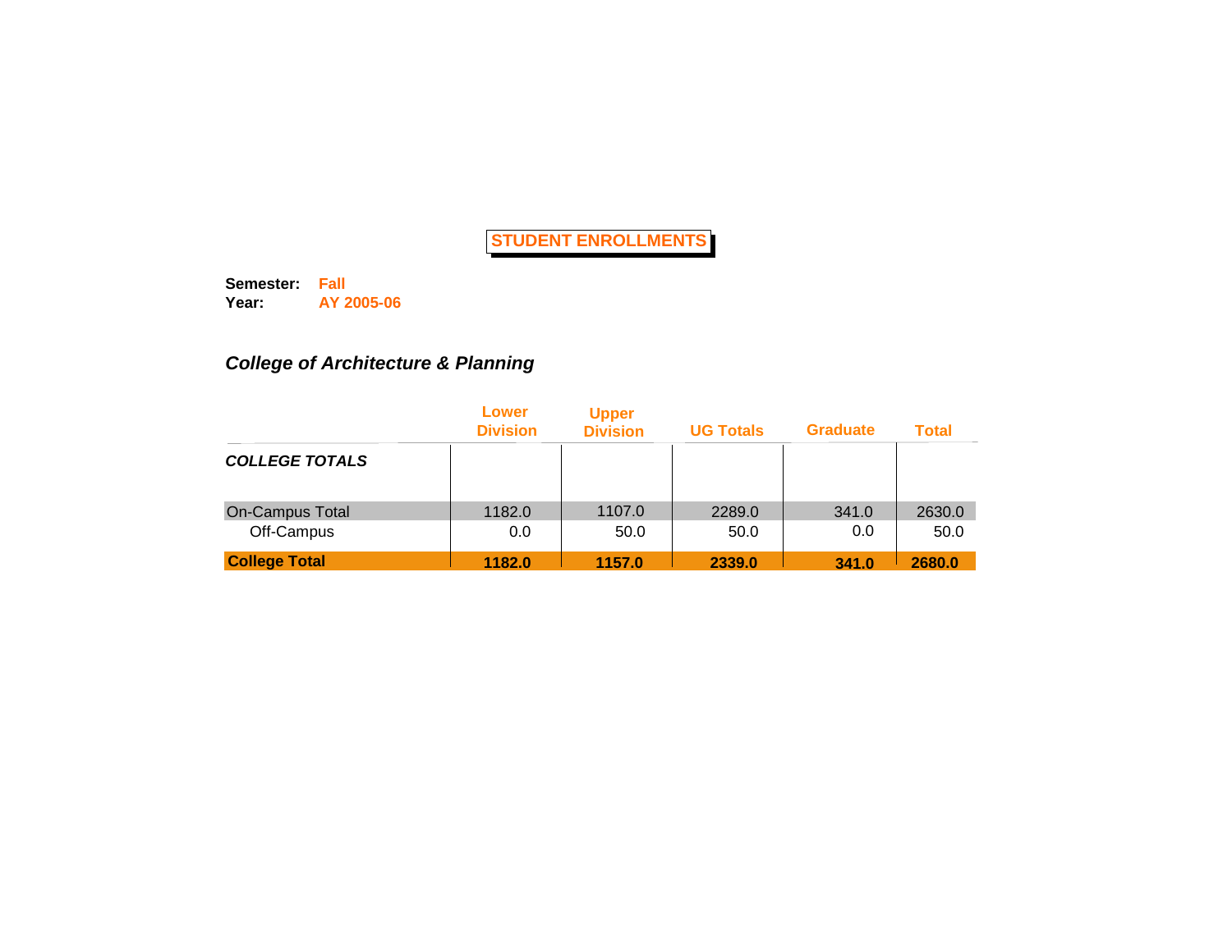# STUDENT ENROLLMENTS

**Semester:** **Fall**
**Year:** **AY 2005-06**

## *College of Architecture & Planning*

| | Lower Division | Upper Division | UG Totals | Graduate | Total |
|---|---|---|---|---|---|
| ***COLLEGE TOTALS*** | | | | | |
| On-Campus Total | 1182.0 | 1107.0 | 2289.0 | 341.0 | 2630.0 |
| Off-Campus | 0.0 | 50.0 | 50.0 | 0.0 | 50.0 |
| **College Total** | **1182.0** | **1157.0** | **2339.0** | **341.0** | **2680.0** |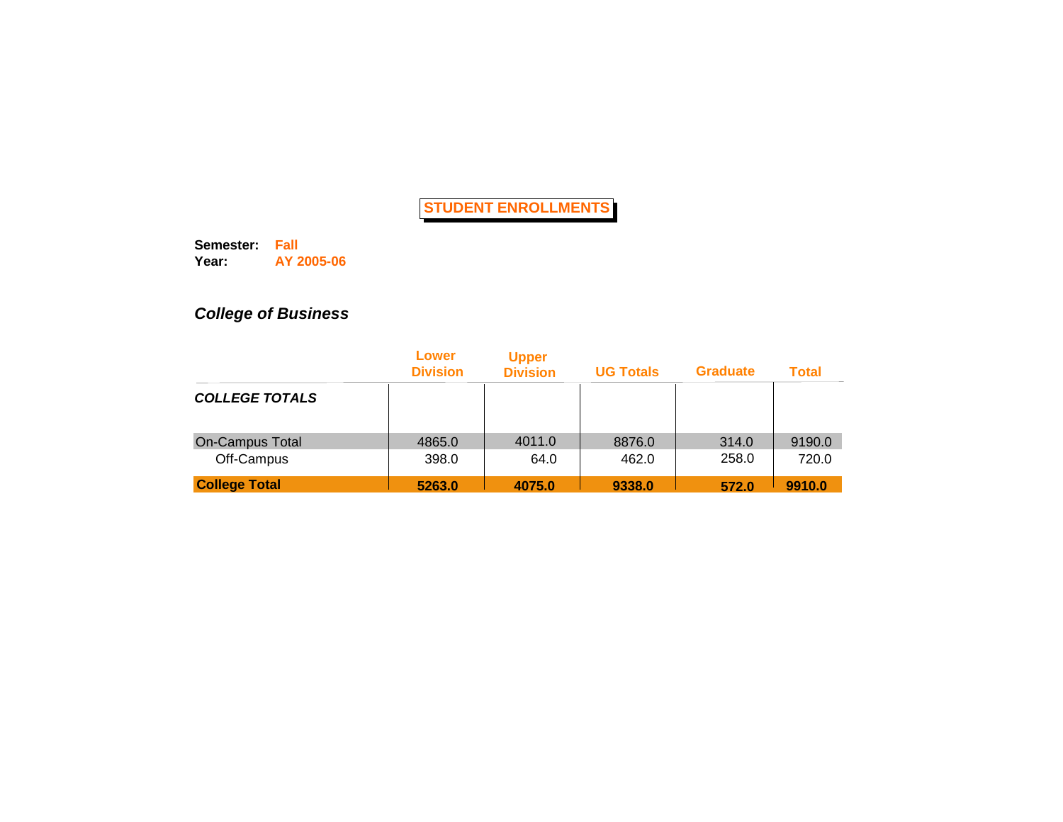# STUDENT ENROLLMENTS

**Semester:** **Fall**
**Year:** **AY 2005-06**

## *College of Business*

| | Lower Division | Upper Division | UG Totals | Graduate | Total |
|---|---|---|---|---|---|
| ***COLLEGE TOTALS*** | | | | | |
| On-Campus Total | 4865.0 | 4011.0 | 8876.0 | 314.0 | 9190.0 |
| Off-Campus | 398.0 | 64.0 | 462.0 | 258.0 | 720.0 |
| **College Total** | **5263.0** | **4075.0** | **9338.0** | **572.0** | **9910.0** |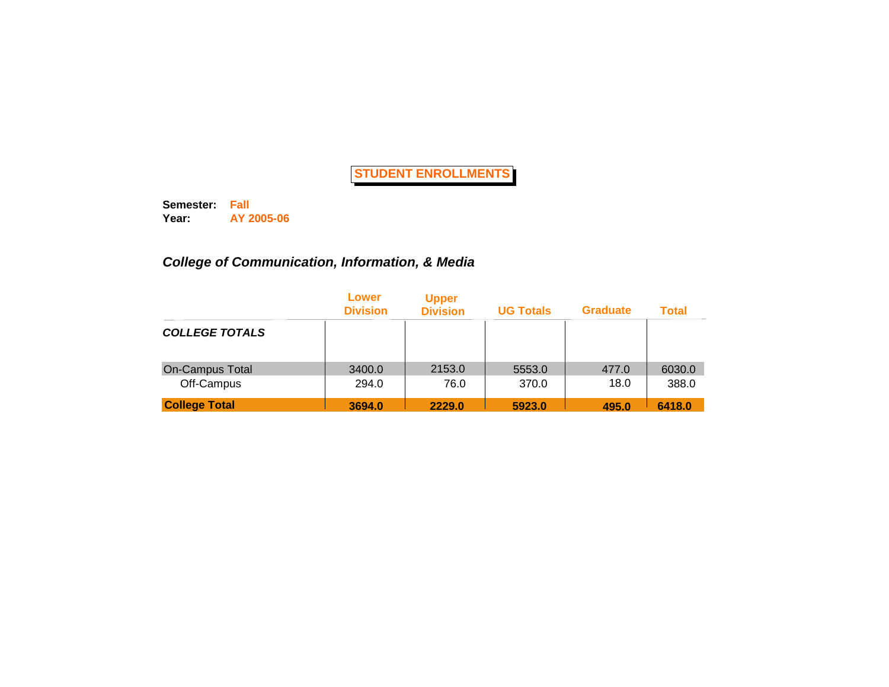# STUDENT ENROLLMENTS

**Semester:** **Fall**
**Year:** **AY 2005-06**

## *College of Communication, Information, & Media*

| | Lower Division | Upper Division | UG Totals | Graduate | Total |
|---|---|---|---|---|---|
| ***COLLEGE TOTALS*** | | | | | |
| On-Campus Total | 3400.0 | 2153.0 | 5553.0 | 477.0 | 6030.0 |
| Off-Campus | 294.0 | 76.0 | 370.0 | 18.0 | 388.0 |
| **College Total** | **3694.0** | **2229.0** | **5923.0** | **495.0** | **6418.0** |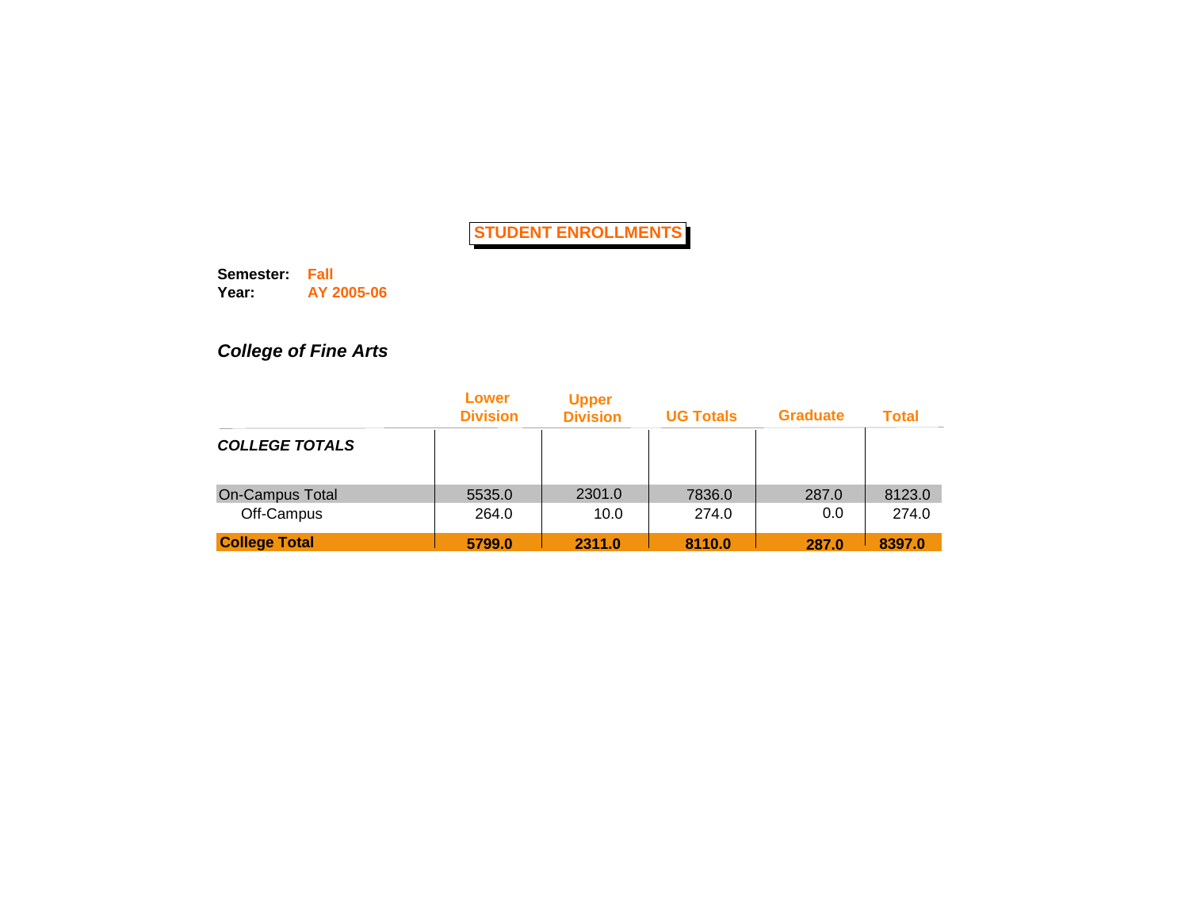# STUDENT ENROLLMENTS

**Semester:** **Fall**
**Year:** **AY 2005-06**

## *College of Fine Arts*

| | Lower Division | Upper Division | UG Totals | Graduate | Total |
|---|---|---|---|---|---|
| ***COLLEGE TOTALS*** | | | | | |
| On-Campus Total | 5535.0 | 2301.0 | 7836.0 | 287.0 | 8123.0 |
| Off-Campus | 264.0 | 10.0 | 274.0 | 0.0 | 274.0 |
| **College Total** | **5799.0** | **2311.0** | **8110.0** | **287.0** | **8397.0** |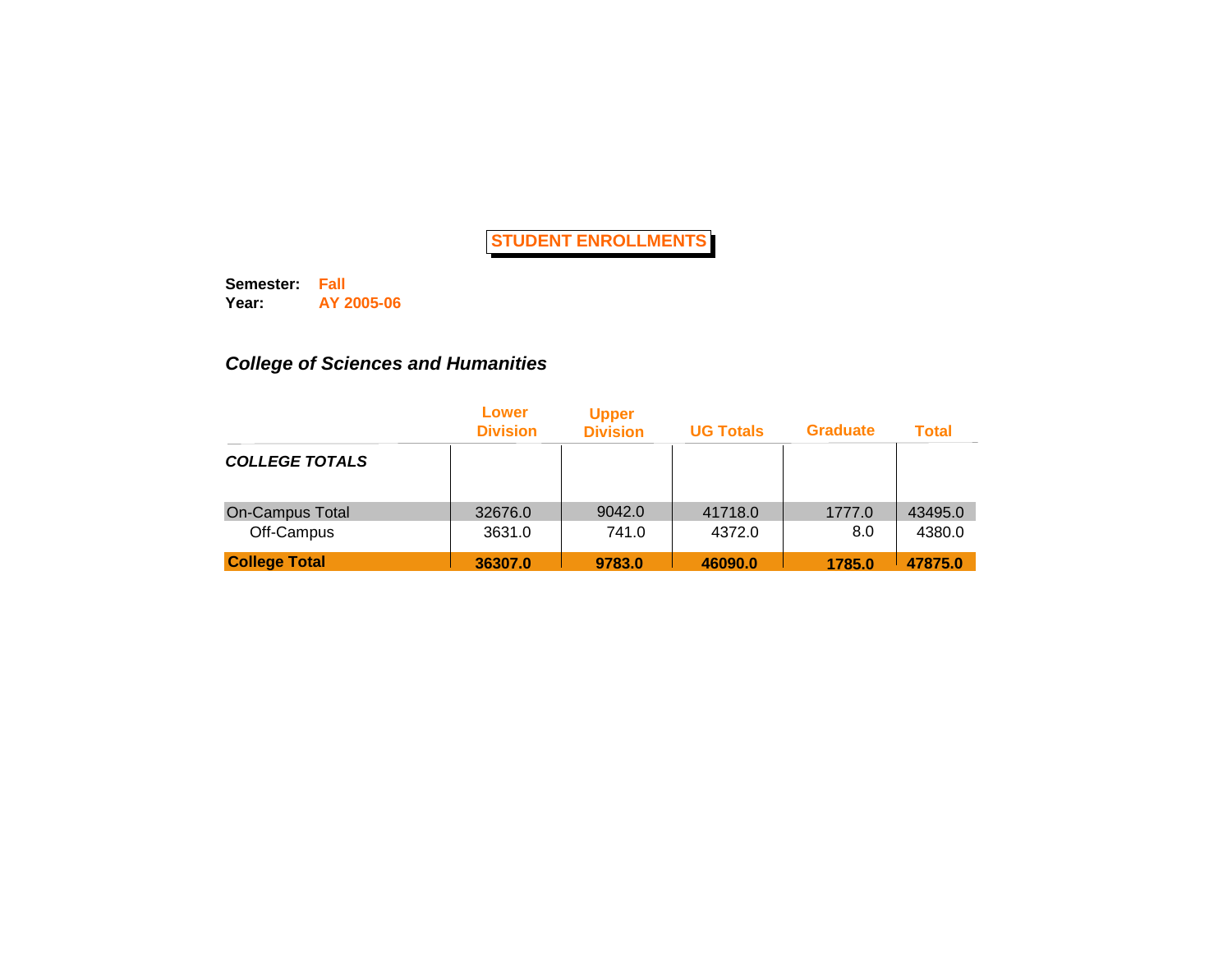# STUDENT ENROLLMENTS

**Semester:** **Fall**
**Year:** **AY 2005-06**

## *College of Sciences and Humanities*

| | Lower Division | Upper Division | UG Totals | Graduate | Total |
|---|---|---|---|---|---|
| ***COLLEGE TOTALS*** | | | | | |
| On-Campus Total | 32676.0 | 9042.0 | 41718.0 | 1777.0 | 43495.0 |
| Off-Campus | 3631.0 | 741.0 | 4372.0 | 8.0 | 4380.0 |
| **College Total** | **36307.0** | **9783.0** | **46090.0** | **1785.0** | **47875.0** |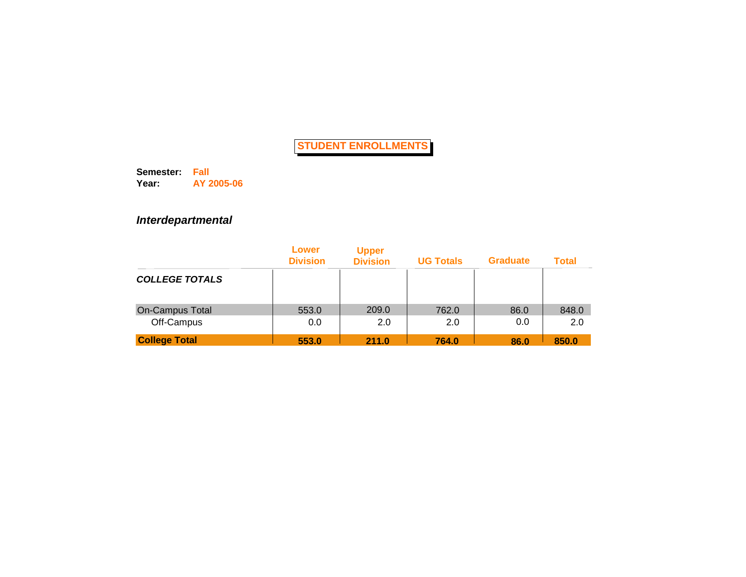# STUDENT ENROLLMENTS

**Semester:** **Fall**
**Year:** **AY 2005-06**

## *Interdepartmental*

| | Lower Division | Upper Division | UG Totals | Graduate | Total |
|---|---|---|---|---|---|
| ***COLLEGE TOTALS*** | | | | | |
| On-Campus Total | 553.0 | 209.0 | 762.0 | 86.0 | 848.0 |
| Off-Campus | 0.0 | 2.0 | 2.0 | 0.0 | 2.0 |
| **College Total** | **553.0** | **211.0** | **764.0** | **86.0** | **850.0** |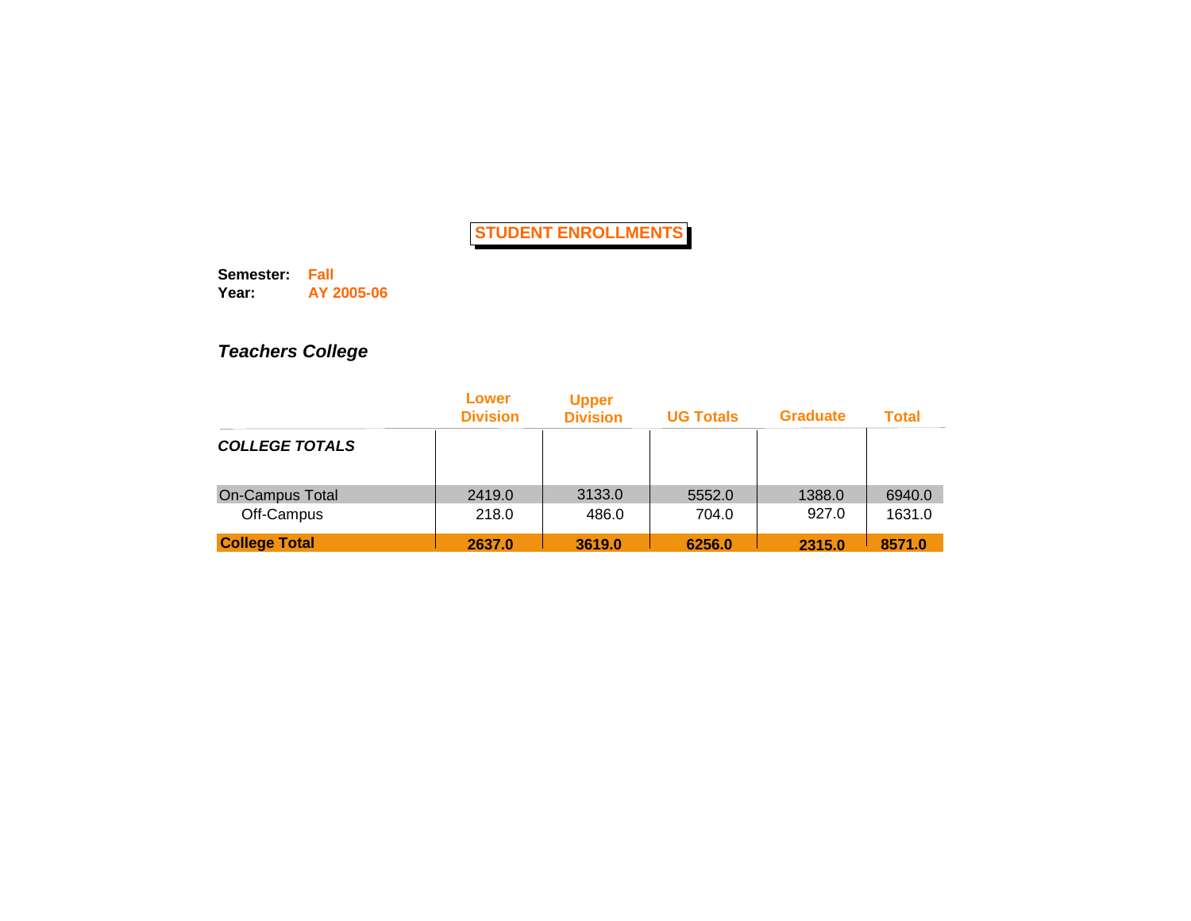# STUDENT ENROLLMENTS

**Semester:** **Fall**
**Year:** **AY 2005-06**

## *Teachers College*

| | Lower Division | Upper Division | UG Totals | Graduate | Total |
|---|---|---|---|---|---|
| ***COLLEGE TOTALS*** | | | | | |
| On-Campus Total | 2419.0 | 3133.0 | 5552.0 | 1388.0 | 6940.0 |
| Off-Campus | 218.0 | 486.0 | 704.0 | 927.0 | 1631.0 |
| **College Total** | **2637.0** | **3619.0** | **6256.0** | **2315.0** | **8571.0** |